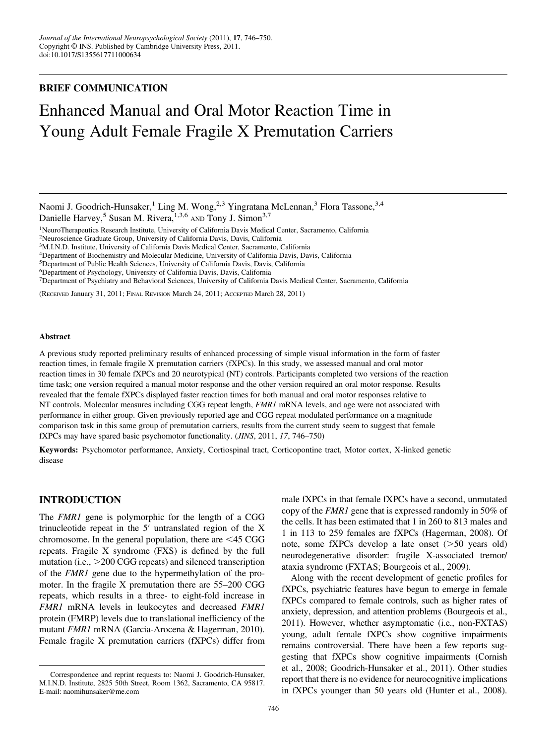## BRIEF COMMUNICATION

# Enhanced Manual and Oral Motor Reaction Time in Young Adult Female Fragile X Premutation Carriers

Naomi J. Goodrich-Hunsaker,[1] Ling M. Wong,[2,3] Yingratana McLennan,[3] Flora Tassone,[3,4] Danielle Harvey,[5] Susan M. Rivera,[1,3,6] AND Tony J. Simon[3,7]

[1]NeuroTherapeutics Research Institute, University of California Davis Medical Center, Sacramento, California
[2]Neuroscience Graduate Group, University of California Davis, Davis, California
[3]M.I.N.D. Institute, University of California Davis Medical Center, Sacramento, California
[4]Department of Biochemistry and Molecular Medicine, University of California Davis, Davis, California
[5]Department of Public Health Sciences, University of California Davis, Davis, California
[6]Department of Psychology, University of California Davis, Davis, California
[7]Department of Psychiatry and Behavioral Sciences, University of California Davis Medical Center, Sacramento, California

(Received January 31, 2011; Final Revision March 24, 2011; Accepted March 28, 2011)

#### Abstract

A previous study reported preliminary results of enhanced processing of simple visual information in the form of faster reaction times, in female fragile X premutation carriers (fXPCs). In this study, we assessed manual and oral motor reaction times in 30 female fXPCs and 20 neurotypical (NT) controls. Participants completed two versions of the reaction time task; one version required a manual motor response and the other version required an oral motor response. Results revealed that the female fXPCs displayed faster reaction times for both manual and oral motor responses relative to NT controls. Molecular measures including CGG repeat length, *FMR1* mRNA levels, and age were not associated with performance in either group. Given previously reported age and CGG repeat modulated performance on a magnitude comparison task in this same group of premutation carriers, results from the current study seem to suggest that female fXPCs may have spared basic psychomotor functionality. (*JINS*, 2011, *17*, 746–750)

**Keywords:** Psychomotor performance, Anxiety, Cortiospinal tract, Corticopontine tract, Motor cortex, X-linked genetic disease

## INTRODUCTION

The *FMR1* gene is polymorphic for the length of a CGG trinucleotide repeat in the 5′ untranslated region of the X chromosome. In the general population, there are <45 CGG repeats. Fragile X syndrome (FXS) is defined by the full mutation (i.e., >200 CGG repeats) and silenced transcription of the *FMR1* gene due to the hypermethylation of the promoter. In the fragile X premutation there are 55–200 CGG repeats, which results in a three- to eight-fold increase in *FMR1* mRNA levels in leukocytes and decreased *FMR1* protein (FMRP) levels due to translational inefficiency of the mutant *FMR1* mRNA (Garcia-Arocena & Hagerman, 2010). Female fragile X premutation carriers (fXPCs) differ from male fXPCs in that female fXPCs have a second, unmutated copy of the *FMR1* gene that is expressed randomly in 50% of the cells. It has been estimated that 1 in 260 to 813 males and 1 in 113 to 259 females are fXPCs (Hagerman, 2008). Of note, some fXPCs develop a late onset (>50 years old) neurodegenerative disorder: fragile X-associated tremor/ataxia syndrome (FXTAS; Bourgeois et al., 2009).

Along with the recent development of genetic profiles for fXPCs, psychiatric features have begun to emerge in female fXPCs compared to female controls, such as higher rates of anxiety, depression, and attention problems (Bourgeois et al., 2011). However, whether asymptomatic (i.e., non-FXTAS) young, adult female fXPCs show cognitive impairments remains controversial. There have been a few reports suggesting that fXPCs show cognitive impairments (Cornish et al., 2008; Goodrich-Hunsaker et al., 2011). Other studies report that there is no evidence for neurocognitive implications in fXPCs younger than 50 years old (Hunter et al., 2008).

Correspondence and reprint requests to: Naomi J. Goodrich-Hunsaker, M.I.N.D. Institute, 2825 50th Street, Room 1362, Sacramento, CA 95817. E-mail: naomihunsaker@me.com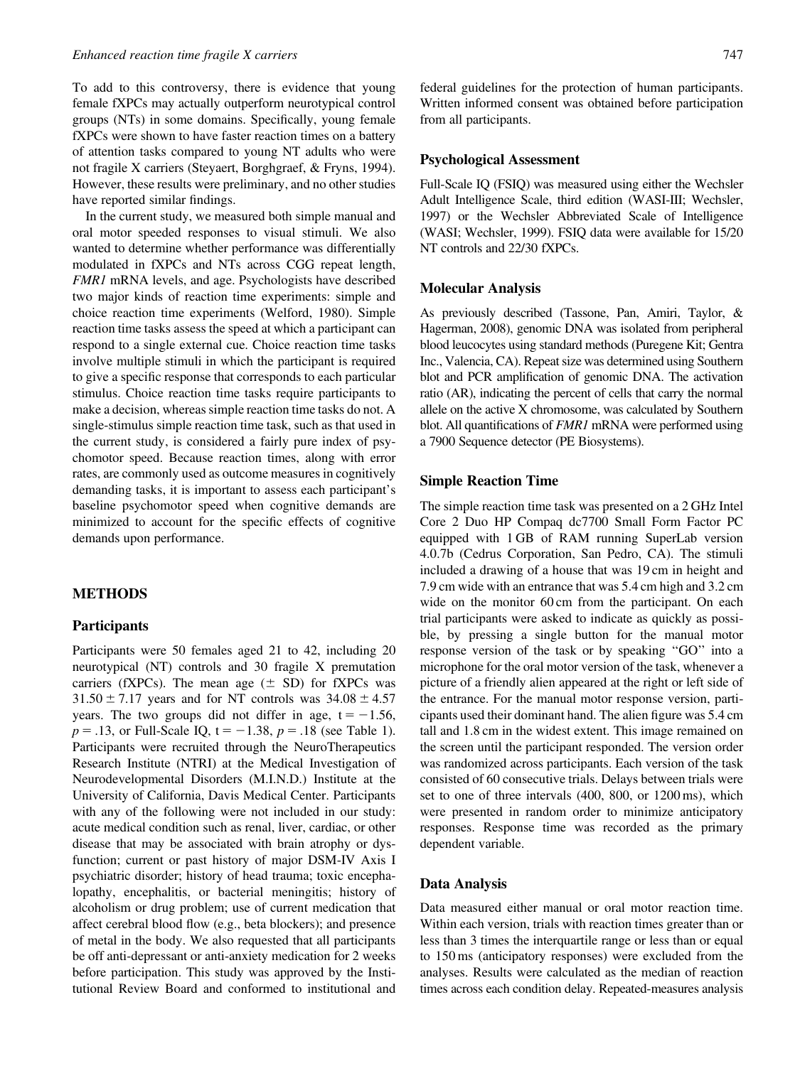To add to this controversy, there is evidence that young female fXPCs may actually outperform neurotypical control groups (NTs) in some domains. Specifically, young female fXPCs were shown to have faster reaction times on a battery of attention tasks compared to young NT adults who were not fragile X carriers (Steyaert, Borghgraef, & Fryns, 1994). However, these results were preliminary, and no other studies have reported similar findings.

In the current study, we measured both simple manual and oral motor speeded responses to visual stimuli. We also wanted to determine whether performance was differentially modulated in fXPCs and NTs across CGG repeat length, *FMR1* mRNA levels, and age. Psychologists have described two major kinds of reaction time experiments: simple and choice reaction time experiments (Welford, 1980). Simple reaction time tasks assess the speed at which a participant can respond to a single external cue. Choice reaction time tasks involve multiple stimuli in which the participant is required to give a specific response that corresponds to each particular stimulus. Choice reaction time tasks require participants to make a decision, whereas simple reaction time tasks do not. A single-stimulus simple reaction time task, such as that used in the current study, is considered a fairly pure index of psychomotor speed. Because reaction times, along with error rates, are commonly used as outcome measures in cognitively demanding tasks, it is important to assess each participant's baseline psychomotor speed when cognitive demands are minimized to account for the specific effects of cognitive demands upon performance.

## METHODS

### Participants

Participants were 50 females aged 21 to 42, including 20 neurotypical (NT) controls and 30 fragile X premutation carriers (fXPCs). The mean age ($\pm$ SD) for fXPCs was $31.50 \pm 7.17$ years and for NT controls was $34.08 \pm 4.57$ years. The two groups did not differ in age, $t = -1.56$, $p = .13$, or Full-Scale IQ, $t = -1.38$, $p = .18$ (see Table 1). Participants were recruited through the NeuroTherapeutics Research Institute (NTRI) at the Medical Investigation of Neurodevelopmental Disorders (M.I.N.D.) Institute at the University of California, Davis Medical Center. Participants with any of the following were not included in our study: acute medical condition such as renal, liver, cardiac, or other disease that may be associated with brain atrophy or dysfunction; current or past history of major DSM-IV Axis I psychiatric disorder; history of head trauma; toxic encephalopathy, encephalitis, or bacterial meningitis; history of alcoholism or drug problem; use of current medication that affect cerebral blood flow (e.g., beta blockers); and presence of metal in the body. We also requested that all participants be off anti-depressant or anti-anxiety medication for 2 weeks before participation. This study was approved by the Institutional Review Board and conformed to institutional and federal guidelines for the protection of human participants. Written informed consent was obtained before participation from all participants.

### Psychological Assessment

Full-Scale IQ (FSIQ) was measured using either the Wechsler Adult Intelligence Scale, third edition (WASI-III; Wechsler, 1997) or the Wechsler Abbreviated Scale of Intelligence (WASI; Wechsler, 1999). FSIQ data were available for 15/20 NT controls and 22/30 fXPCs.

### Molecular Analysis

As previously described (Tassone, Pan, Amiri, Taylor, & Hagerman, 2008), genomic DNA was isolated from peripheral blood leucocytes using standard methods (Puregene Kit; Gentra Inc., Valencia, CA). Repeat size was determined using Southern blot and PCR amplification of genomic DNA. The activation ratio (AR), indicating the percent of cells that carry the normal allele on the active X chromosome, was calculated by Southern blot. All quantifications of *FMR1* mRNA were performed using a 7900 Sequence detector (PE Biosystems).

### Simple Reaction Time

The simple reaction time task was presented on a 2 GHz Intel Core 2 Duo HP Compaq dc7700 Small Form Factor PC equipped with 1 GB of RAM running SuperLab version 4.0.7b (Cedrus Corporation, San Pedro, CA). The stimuli included a drawing of a house that was 19 cm in height and 7.9 cm wide with an entrance that was 5.4 cm high and 3.2 cm wide on the monitor 60 cm from the participant. On each trial participants were asked to indicate as quickly as possible, by pressing a single button for the manual motor response version of the task or by speaking "GO" into a microphone for the oral motor version of the task, whenever a picture of a friendly alien appeared at the right or left side of the entrance. For the manual motor response version, participants used their dominant hand. The alien figure was 5.4 cm tall and 1.8 cm in the widest extent. This image remained on the screen until the participant responded. The version order was randomized across participants. Each version of the task consisted of 60 consecutive trials. Delays between trials were set to one of three intervals (400, 800, or 1200 ms), which were presented in random order to minimize anticipatory responses. Response time was recorded as the primary dependent variable.

### Data Analysis

Data measured either manual or oral motor reaction time. Within each version, trials with reaction times greater than or less than 3 times the interquartile range or less than or equal to 150 ms (anticipatory responses) were excluded from the analyses. Results were calculated as the median of reaction times across each condition delay. Repeated-measures analysis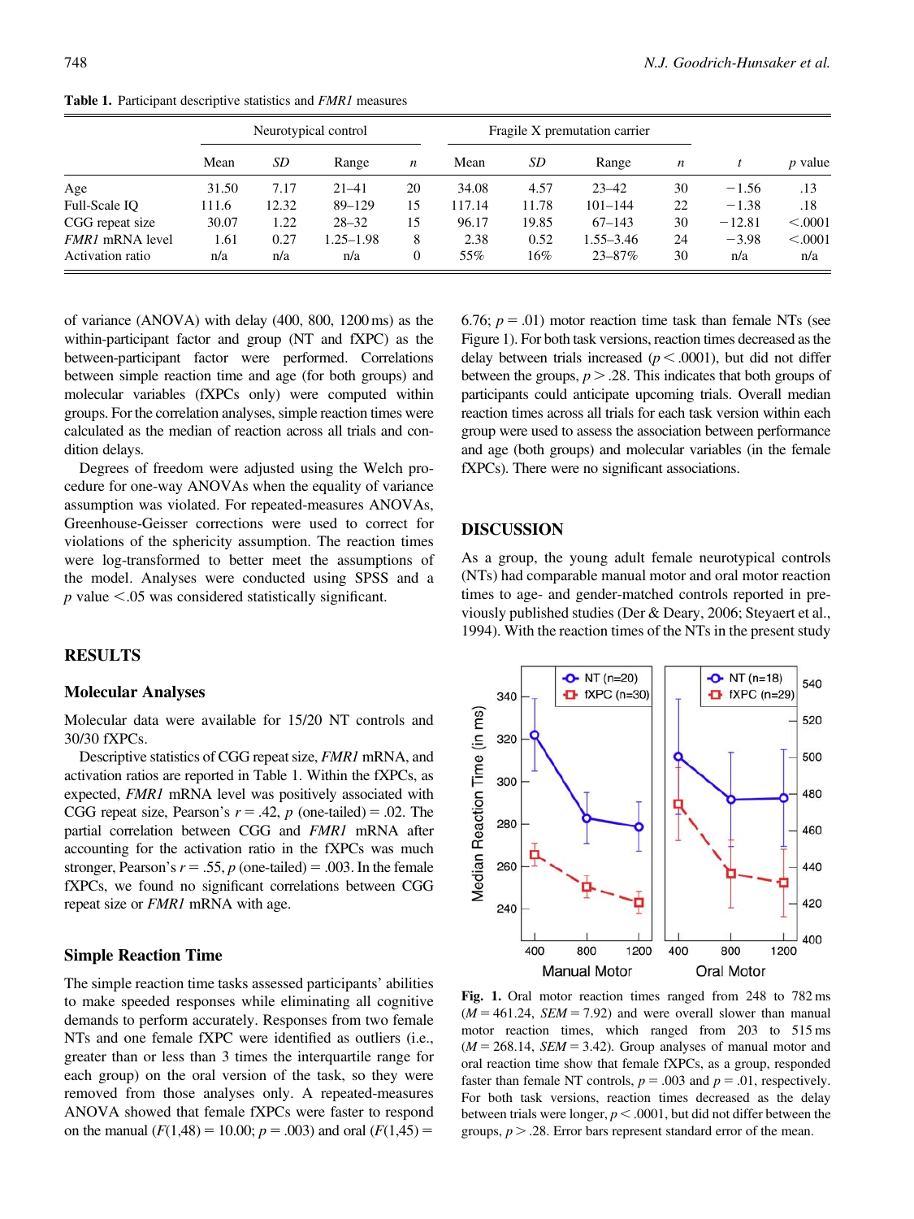**Table 1.** Participant descriptive statistics and *FMR1* measures

| | Neurotypical control | | | | Fragile X premutation carrier | | | | | |
|---|---|---|---|---|---|---|---|---|---|---|
| | Mean | *SD* | Range | *n* | Mean | *SD* | Range | *n* | *t* | *p* value |
| Age | 31.50 | 7.17 | 21–41 | 20 | 34.08 | 4.57 | 23–42 | 30 | −1.56 | .13 |
| Full-Scale IQ | 111.6 | 12.32 | 89–129 | 15 | 117.14 | 11.78 | 101–144 | 22 | −1.38 | .18 |
| CGG repeat size | 30.07 | 1.22 | 28–32 | 15 | 96.17 | 19.85 | 67–143 | 30 | −12.81 | <.0001 |
| *FMR1* mRNA level | 1.61 | 0.27 | 1.25–1.98 | 8 | 2.38 | 0.52 | 1.55–3.46 | 24 | −3.98 | <.0001 |
| Activation ratio | n/a | n/a | n/a | 0 | 55% | 16% | 23–87% | 30 | n/a | n/a |

of variance (ANOVA) with delay (400, 800, 1200 ms) as the within-participant factor and group (NT and fXPC) as the between-participant factor were performed. Correlations between simple reaction time and age (for both groups) and molecular variables (fXPCs only) were computed within groups. For the correlation analyses, simple reaction times were calculated as the median of reaction across all trials and condition delays.

Degrees of freedom were adjusted using the Welch procedure for one-way ANOVAs when the equality of variance assumption was violated. For repeated-measures ANOVAs, Greenhouse-Geisser corrections were used to correct for violations of the sphericity assumption. The reaction times were log-transformed to better meet the assumptions of the model. Analyses were conducted using SPSS and a $p$ value $<.05$ was considered statistically significant.

## RESULTS

### Molecular Analyses

Molecular data were available for 15/20 NT controls and 30/30 fXPCs.

Descriptive statistics of CGG repeat size, *FMR1* mRNA, and activation ratios are reported in Table 1. Within the fXPCs, as expected, *FMR1* mRNA level was positively associated with CGG repeat size, Pearson's $r = .42$, $p$ (one-tailed) $= .02$. The partial correlation between CGG and *FMR1* mRNA after accounting for the activation ratio in the fXPCs was much stronger, Pearson's $r = .55$, $p$ (one-tailed) $= .003$. In the female fXPCs, we found no significant correlations between CGG repeat size or *FMR1* mRNA with age.

### Simple Reaction Time

The simple reaction time tasks assessed participants' abilities to make speeded responses while eliminating all cognitive demands to perform accurately. Responses from two female NTs and one female fXPC were identified as outliers (i.e., greater than or less than 3 times the interquartile range for each group) on the oral version of the task, so they were removed from those analyses only. A repeated-measures ANOVA showed that female fXPCs were faster to respond on the manual ($F(1,48) = 10.00$; $p = .003$) and oral ($F(1,45) = 6.76$; $p = .01$) motor reaction time task than female NTs (see Figure 1). For both task versions, reaction times decreased as the delay between trials increased ($p < .0001$), but did not differ between the groups, $p > .28$. This indicates that both groups of participants could anticipate upcoming trials. Overall median reaction times across all trials for each task version within each group were used to assess the association between performance and age (both groups) and molecular variables (in the female fXPCs). There were no significant associations.

## DISCUSSION

As a group, the young adult female neurotypical controls (NTs) had comparable manual motor and oral motor reaction times to age- and gender-matched controls reported in previously published studies (Der & Deary, 2006; Steyaert et al., 1994). With the reaction times of the NTs in the present study

**Fig. 1.** Oral motor reaction times ranged from 248 to 782 ms ($M = 461.24$, $SEM = 7.92$) and were overall slower than manual motor reaction times, which ranged from 203 to 515 ms ($M = 268.14$, $SEM = 3.42$). Group analyses of manual motor and oral reaction time show that female fXPCs, as a group, responded faster than female NT controls, $p = .003$ and $p = .01$, respectively. For both task versions, reaction times decreased as the delay between trials were longer, $p < .0001$, but did not differ between the groups, $p > .28$. Error bars represent standard error of the mean.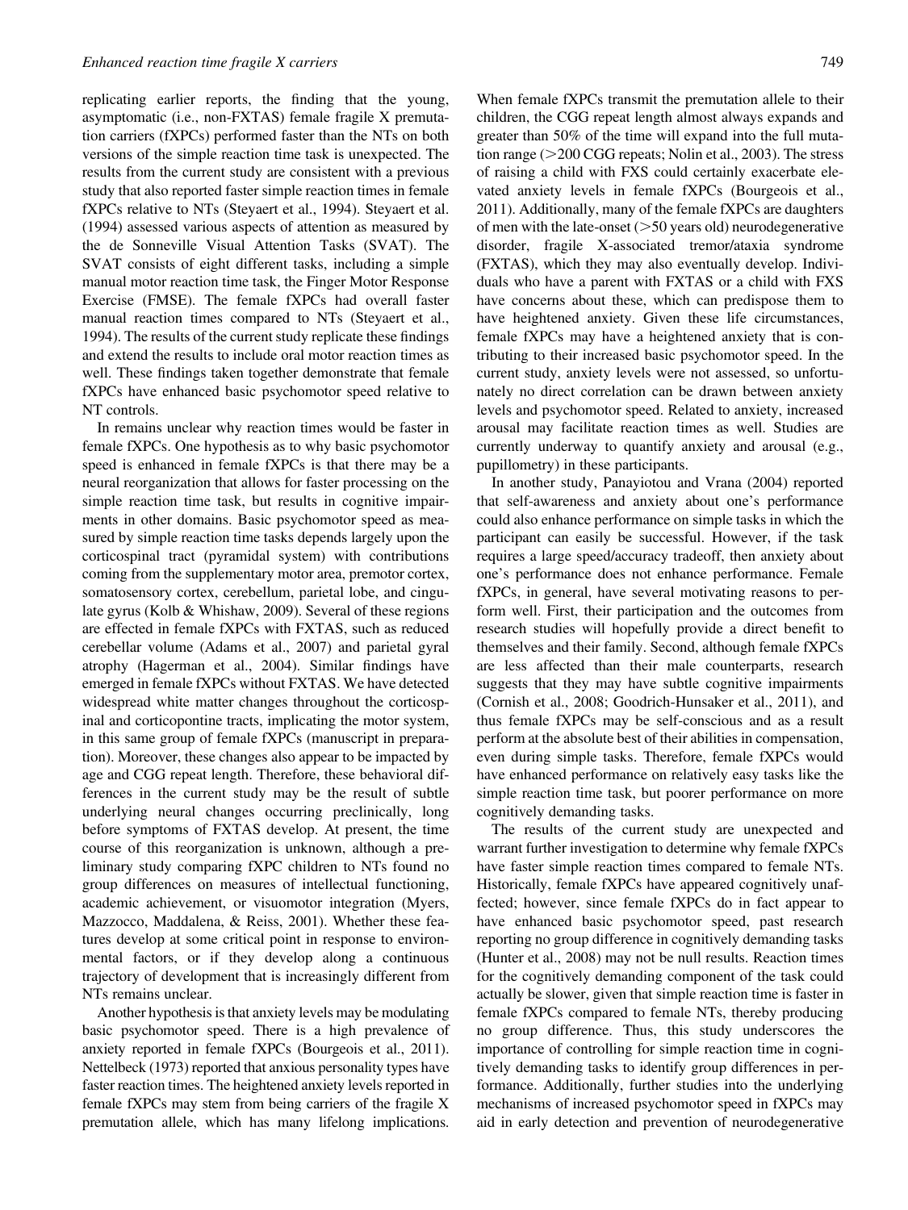replicating earlier reports, the finding that the young, asymptomatic (i.e., non-FXTAS) female fragile X premutation carriers (fXPCs) performed faster than the NTs on both versions of the simple reaction time task is unexpected. The results from the current study are consistent with a previous study that also reported faster simple reaction times in female fXPCs relative to NTs (Steyaert et al., 1994). Steyaert et al. (1994) assessed various aspects of attention as measured by the de Sonneville Visual Attention Tasks (SVAT). The SVAT consists of eight different tasks, including a simple manual motor reaction time task, the Finger Motor Response Exercise (FMSE). The female fXPCs had overall faster manual reaction times compared to NTs (Steyaert et al., 1994). The results of the current study replicate these findings and extend the results to include oral motor reaction times as well. These findings taken together demonstrate that female fXPCs have enhanced basic psychomotor speed relative to NT controls.

In remains unclear why reaction times would be faster in female fXPCs. One hypothesis as to why basic psychomotor speed is enhanced in female fXPCs is that there may be a neural reorganization that allows for faster processing on the simple reaction time task, but results in cognitive impairments in other domains. Basic psychomotor speed as measured by simple reaction time tasks depends largely upon the corticospinal tract (pyramidal system) with contributions coming from the supplementary motor area, premotor cortex, somatosensory cortex, cerebellum, parietal lobe, and cingulate gyrus (Kolb & Whishaw, 2009). Several of these regions are effected in female fXPCs with FXTAS, such as reduced cerebellar volume (Adams et al., 2007) and parietal gyral atrophy (Hagerman et al., 2004). Similar findings have emerged in female fXPCs without FXTAS. We have detected widespread white matter changes throughout the corticospinal and corticopontine tracts, implicating the motor system, in this same group of female fXPCs (manuscript in preparation). Moreover, these changes also appear to be impacted by age and CGG repeat length. Therefore, these behavioral differences in the current study may be the result of subtle underlying neural changes occurring preclinically, long before symptoms of FXTAS develop. At present, the time course of this reorganization is unknown, although a preliminary study comparing fXPC children to NTs found no group differences on measures of intellectual functioning, academic achievement, or visuomotor integration (Myers, Mazzocco, Maddalena, & Reiss, 2001). Whether these features develop at some critical point in response to environmental factors, or if they develop along a continuous trajectory of development that is increasingly different from NTs remains unclear.

Another hypothesis is that anxiety levels may be modulating basic psychomotor speed. There is a high prevalence of anxiety reported in female fXPCs (Bourgeois et al., 2011). Nettelbeck (1973) reported that anxious personality types have faster reaction times. The heightened anxiety levels reported in female fXPCs may stem from being carriers of the fragile X premutation allele, which has many lifelong implications. When female fXPCs transmit the premutation allele to their children, the CGG repeat length almost always expands and greater than 50% of the time will expand into the full mutation range (>200 CGG repeats; Nolin et al., 2003). The stress of raising a child with FXS could certainly exacerbate elevated anxiety levels in female fXPCs (Bourgeois et al., 2011). Additionally, many of the female fXPCs are daughters of men with the late-onset (>50 years old) neurodegenerative disorder, fragile X-associated tremor/ataxia syndrome (FXTAS), which they may also eventually develop. Individuals who have a parent with FXTAS or a child with FXS have concerns about these, which can predispose them to have heightened anxiety. Given these life circumstances, female fXPCs may have a heightened anxiety that is contributing to their increased basic psychomotor speed. In the current study, anxiety levels were not assessed, so unfortunately no direct correlation can be drawn between anxiety levels and psychomotor speed. Related to anxiety, increased arousal may facilitate reaction times as well. Studies are currently underway to quantify anxiety and arousal (e.g., pupillometry) in these participants.

In another study, Panayiotou and Vrana (2004) reported that self-awareness and anxiety about one's performance could also enhance performance on simple tasks in which the participant can easily be successful. However, if the task requires a large speed/accuracy tradeoff, then anxiety about one's performance does not enhance performance. Female fXPCs, in general, have several motivating reasons to perform well. First, their participation and the outcomes from research studies will hopefully provide a direct benefit to themselves and their family. Second, although female fXPCs are less affected than their male counterparts, research suggests that they may have subtle cognitive impairments (Cornish et al., 2008; Goodrich-Hunsaker et al., 2011), and thus female fXPCs may be self-conscious and as a result perform at the absolute best of their abilities in compensation, even during simple tasks. Therefore, female fXPCs would have enhanced performance on relatively easy tasks like the simple reaction time task, but poorer performance on more cognitively demanding tasks.

The results of the current study are unexpected and warrant further investigation to determine why female fXPCs have faster simple reaction times compared to female NTs. Historically, female fXPCs have appeared cognitively unaffected; however, since female fXPCs do in fact appear to have enhanced basic psychomotor speed, past research reporting no group difference in cognitively demanding tasks (Hunter et al., 2008) may not be null results. Reaction times for the cognitively demanding component of the task could actually be slower, given that simple reaction time is faster in female fXPCs compared to female NTs, thereby producing no group difference. Thus, this study underscores the importance of controlling for simple reaction time in cognitively demanding tasks to identify group differences in performance. Additionally, further studies into the underlying mechanisms of increased psychomotor speed in fXPCs may aid in early detection and prevention of neurodegenerative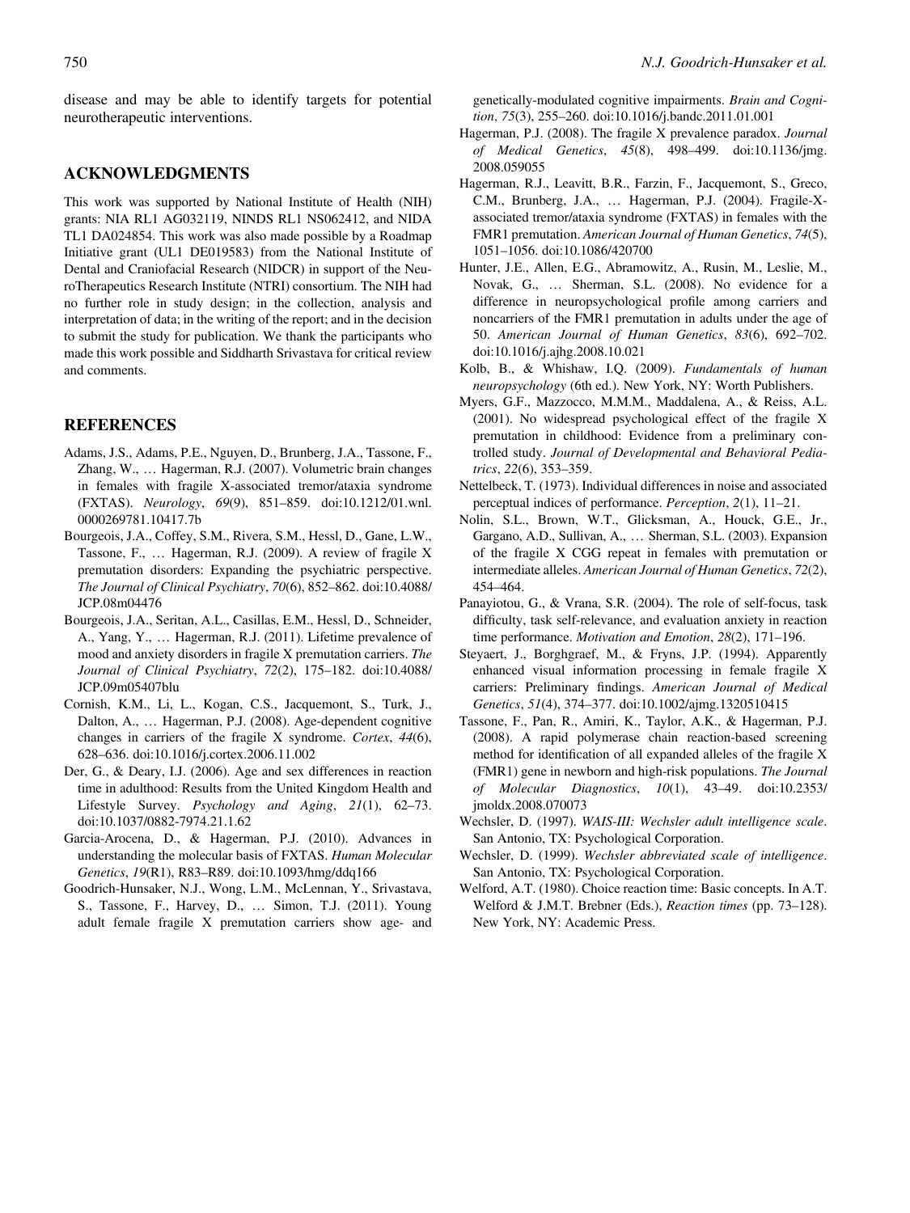disease and may be able to identify targets for potential neurotherapeutic interventions.

## ACKNOWLEDGMENTS

This work was supported by National Institute of Health (NIH) grants: NIA RL1 AG032119, NINDS RL1 NS062412, and NIDA TL1 DA024854. This work was also made possible by a Roadmap Initiative grant (UL1 DE019583) from the National Institute of Dental and Craniofacial Research (NIDCR) in support of the NeuroTherapeutics Research Institute (NTRI) consortium. The NIH had no further role in study design; in the collection, analysis and interpretation of data; in the writing of the report; and in the decision to submit the study for publication. We thank the participants who made this work possible and Siddharth Srivastava for critical review and comments.

## REFERENCES

Adams, J.S., Adams, P.E., Nguyen, D., Brunberg, J.A., Tassone, F., Zhang, W., … Hagerman, R.J. (2007). Volumetric brain changes in females with fragile X-associated tremor/ataxia syndrome (FXTAS). *Neurology*, *69*(9), 851–859. doi:10.1212/01.wnl.0000269781.10417.7b

Bourgeois, J.A., Coffey, S.M., Rivera, S.M., Hessl, D., Gane, L.W., Tassone, F., … Hagerman, R.J. (2009). A review of fragile X premutation disorders: Expanding the psychiatric perspective. *The Journal of Clinical Psychiatry*, *70*(6), 852–862. doi:10.4088/JCP.08m04476

Bourgeois, J.A., Seritan, A.L., Casillas, E.M., Hessl, D., Schneider, A., Yang, Y., … Hagerman, R.J. (2011). Lifetime prevalence of mood and anxiety disorders in fragile X premutation carriers. *The Journal of Clinical Psychiatry*, *72*(2), 175–182. doi:10.4088/JCP.09m05407blu

Cornish, K.M., Li, L., Kogan, C.S., Jacquemont, S., Turk, J., Dalton, A., … Hagerman, P.J. (2008). Age-dependent cognitive changes in carriers of the fragile X syndrome. *Cortex*, *44*(6), 628–636. doi:10.1016/j.cortex.2006.11.002

Der, G., & Deary, I.J. (2006). Age and sex differences in reaction time in adulthood: Results from the United Kingdom Health and Lifestyle Survey. *Psychology and Aging*, *21*(1), 62–73. doi:10.1037/0882-7974.21.1.62

Garcia-Arocena, D., & Hagerman, P.J. (2010). Advances in understanding the molecular basis of FXTAS. *Human Molecular Genetics*, *19*(R1), R83–R89. doi:10.1093/hmg/ddq166

Goodrich-Hunsaker, N.J., Wong, L.M., McLennan, Y., Srivastava, S., Tassone, F., Harvey, D., … Simon, T.J. (2011). Young adult female fragile X premutation carriers show age- and genetically-modulated cognitive impairments. *Brain and Cognition*, *75*(3), 255–260. doi:10.1016/j.bandc.2011.01.001

Hagerman, P.J. (2008). The fragile X prevalence paradox. *Journal of Medical Genetics*, *45*(8), 498–499. doi:10.1136/jmg.2008.059055

Hagerman, R.J., Leavitt, B.R., Farzin, F., Jacquemont, S., Greco, C.M., Brunberg, J.A., … Hagerman, P.J. (2004). Fragile-X-associated tremor/ataxia syndrome (FXTAS) in females with the FMR1 premutation. *American Journal of Human Genetics*, *74*(5), 1051–1056. doi:10.1086/420700

Hunter, J.E., Allen, E.G., Abramowitz, A., Rusin, M., Leslie, M., Novak, G., … Sherman, S.L. (2008). No evidence for a difference in neuropsychological profile among carriers and noncarriers of the FMR1 premutation in adults under the age of 50. *American Journal of Human Genetics*, *83*(6), 692–702. doi:10.1016/j.ajhg.2008.10.021

Kolb, B., & Whishaw, I.Q. (2009). *Fundamentals of human neuropsychology* (6th ed.). New York, NY: Worth Publishers.

Myers, G.F., Mazzocco, M.M.M., Maddalena, A., & Reiss, A.L. (2001). No widespread psychological effect of the fragile X premutation in childhood: Evidence from a preliminary controlled study. *Journal of Developmental and Behavioral Pediatrics*, *22*(6), 353–359.

Nettelbeck, T. (1973). Individual differences in noise and associated perceptual indices of performance. *Perception*, *2*(1), 11–21.

Nolin, S.L., Brown, W.T., Glicksman, A., Houck, G.E., Jr., Gargano, A.D., Sullivan, A., … Sherman, S.L. (2003). Expansion of the fragile X CGG repeat in females with premutation or intermediate alleles. *American Journal of Human Genetics*, *72*(2), 454–464.

Panayiotou, G., & Vrana, S.R. (2004). The role of self-focus, task difficulty, task self-relevance, and evaluation anxiety in reaction time performance. *Motivation and Emotion*, *28*(2), 171–196.

Steyaert, J., Borghgraef, M., & Fryns, J.P. (1994). Apparently enhanced visual information processing in female fragile X carriers: Preliminary findings. *American Journal of Medical Genetics*, *51*(4), 374–377. doi:10.1002/ajmg.1320510415

Tassone, F., Pan, R., Amiri, K., Taylor, A.K., & Hagerman, P.J. (2008). A rapid polymerase chain reaction-based screening method for identification of all expanded alleles of the fragile X (FMR1) gene in newborn and high-risk populations. *The Journal of Molecular Diagnostics*, *10*(1), 43–49. doi:10.2353/jmoldx.2008.070073

Wechsler, D. (1997). *WAIS-III: Wechsler adult intelligence scale*. San Antonio, TX: Psychological Corporation.

Wechsler, D. (1999). *Wechsler abbreviated scale of intelligence*. San Antonio, TX: Psychological Corporation.

Welford, A.T. (1980). Choice reaction time: Basic concepts. In A.T. Welford & J.M.T. Brebner (Eds.), *Reaction times* (pp. 73–128). New York, NY: Academic Press.